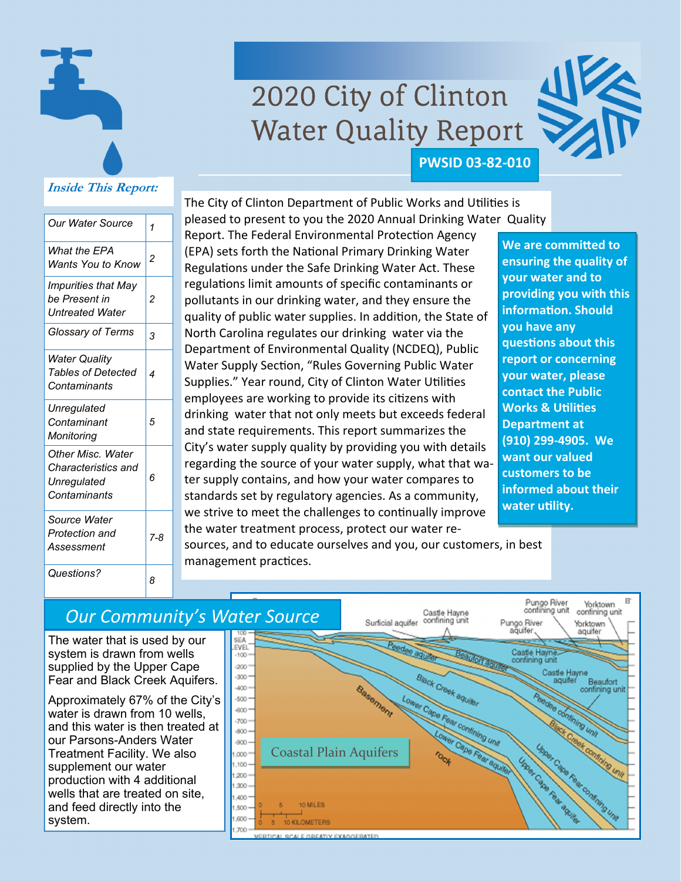# 2020 City of Clinton Water Quality Report

**PWSID 03-82-010**

***Inside This Report:***

| | |
|---|---|
| *Our Water Source* | *1* |
| *What the EPA Wants You to Know* | *2* |
| *Impurities that May be Present in Untreated Water* | *2* |
| *Glossary of Terms* | *3* |
| *Water Quality Tables of Detected Contaminants* | *4* |
| *Unregulated Contaminant Monitoring* | *5* |
| *Other Misc. Water Characteristics and Unregulated Contaminants* | *6* |
| *Source Water Protection and Assessment* | *7-8* |
| *Questions?* | *8* |

The City of Clinton Department of Public Works and Utilities is pleased to present to you the 2020 Annual Drinking Water Quality Report. The Federal Environmental Protection Agency (EPA) sets forth the National Primary Drinking Water Regulations under the Safe Drinking Water Act. These regulations limit amounts of specific contaminants or pollutants in our drinking water, and they ensure the quality of public water supplies. In addition, the State of North Carolina regulates our drinking water via the Department of Environmental Quality (NCDEQ), Public Water Supply Section, "Rules Governing Public Water Supplies." Year round, City of Clinton Water Utilities employees are working to provide its citizens with drinking water that not only meets but exceeds federal and state requirements. This report summarizes the City's water supply quality by providing you with details regarding the source of your water supply, what that water supply contains, and how your water compares to standards set by regulatory agencies. As a community, we strive to meet the challenges to continually improve the water treatment process, protect our water resources, and to educate ourselves and you, our customers, in best management practices.

**We are committed to ensuring the quality of your water and to providing you with this information. Should you have any questions about this report or concerning your water, please contact the Public Works & Utilities Department at (910) 299-4905. We want our valued customers to be informed about their water utility.**

## *Our Community's Water Source*

The water that is used by our system is drawn from wells supplied by the Upper Cape Fear and Black Creek Aquifers.

Approximately 67% of the City's water is drawn from 10 wells, and this water is then treated at our Parsons-Anders Water Treatment Facility. We also supplement our water production with 4 additional wells that are treated on site, and feed directly into the system.

Coastal Plain Aquifers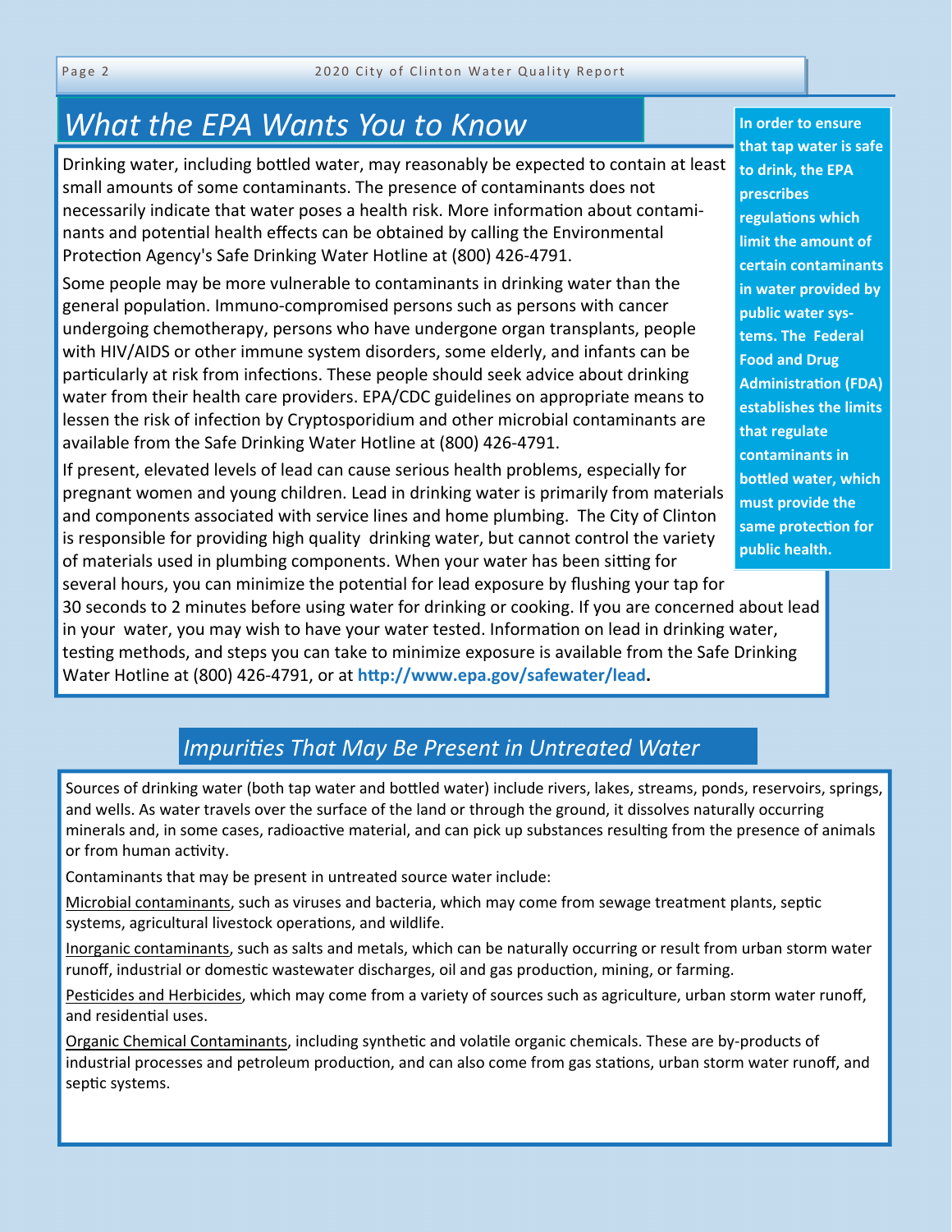## *What the EPA Wants You to Know*

Drinking water, including bottled water, may reasonably be expected to contain at least small amounts of some contaminants. The presence of contaminants does not necessarily indicate that water poses a health risk. More information about contaminants and potential health effects can be obtained by calling the Environmental Protection Agency's Safe Drinking Water Hotline at (800) 426-4791.

Some people may be more vulnerable to contaminants in drinking water than the general population. Immuno-compromised persons such as persons with cancer undergoing chemotherapy, persons who have undergone organ transplants, people with HIV/AIDS or other immune system disorders, some elderly, and infants can be particularly at risk from infections. These people should seek advice about drinking water from their health care providers. EPA/CDC guidelines on appropriate means to lessen the risk of infection by Cryptosporidium and other microbial contaminants are available from the Safe Drinking Water Hotline at (800) 426-4791.

If present, elevated levels of lead can cause serious health problems, especially for pregnant women and young children. Lead in drinking water is primarily from materials and components associated with service lines and home plumbing. The City of Clinton is responsible for providing high quality drinking water, but cannot control the variety of materials used in plumbing components. When your water has been sitting for several hours, you can minimize the potential for lead exposure by flushing your tap for 30 seconds to 2 minutes before using water for drinking or cooking. If you are concerned about lead in your water, you may wish to have your water tested. Information on lead in drinking water, testing methods, and steps you can take to minimize exposure is available from the Safe Drinking Water Hotline at (800) 426-4791, or at **http://www.epa.gov/safewater/lead.**

**In order to ensure that tap water is safe to drink, the EPA prescribes regulations which limit the amount of certain contaminants in water provided by public water systems. The Federal Food and Drug Administration (FDA) establishes the limits that regulate contaminants in bottled water, which must provide the same protection for public health.**

## *Impurities That May Be Present in Untreated Water*

Sources of drinking water (both tap water and bottled water) include rivers, lakes, streams, ponds, reservoirs, springs, and wells. As water travels over the surface of the land or through the ground, it dissolves naturally occurring minerals and, in some cases, radioactive material, and can pick up substances resulting from the presence of animals or from human activity.

Contaminants that may be present in untreated source water include:

Microbial contaminants, such as viruses and bacteria, which may come from sewage treatment plants, septic systems, agricultural livestock operations, and wildlife.

Inorganic contaminants, such as salts and metals, which can be naturally occurring or result from urban storm water runoff, industrial or domestic wastewater discharges, oil and gas production, mining, or farming.

Pesticides and Herbicides, which may come from a variety of sources such as agriculture, urban storm water runoff, and residential uses.

Organic Chemical Contaminants, including synthetic and volatile organic chemicals. These are by-products of industrial processes and petroleum production, and can also come from gas stations, urban storm water runoff, and septic systems.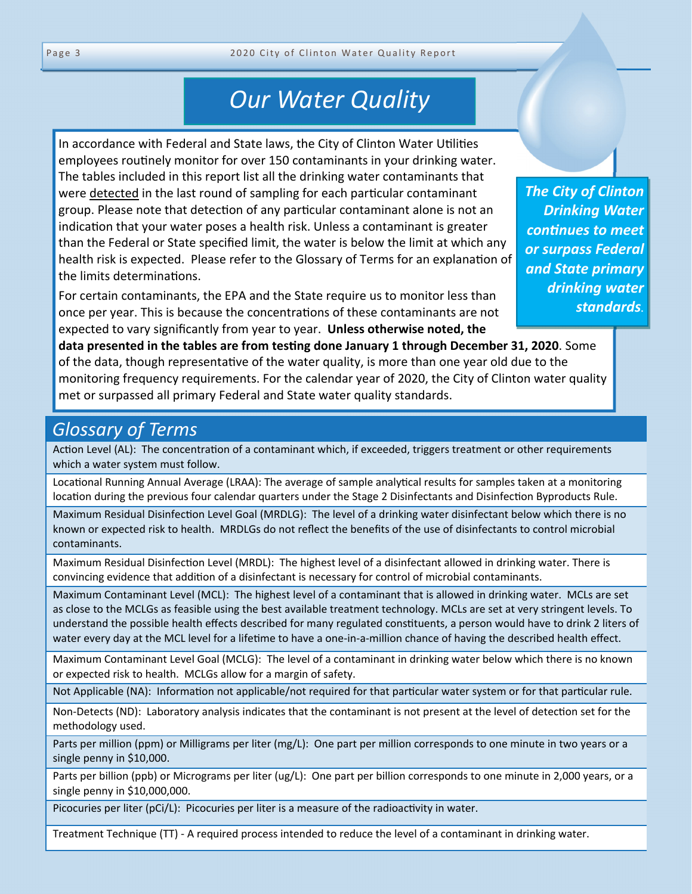# Our Water Quality

In accordance with Federal and State laws, the City of Clinton Water Utilities employees routinely monitor for over 150 contaminants in your drinking water. The tables included in this report list all the drinking water contaminants that were detected in the last round of sampling for each particular contaminant group. Please note that detection of any particular contaminant alone is not an indication that your water poses a health risk. Unless a contaminant is greater than the Federal or State specified limit, the water is below the limit at which any health risk is expected. Please refer to the Glossary of Terms for an explanation of the limits determinations.

For certain contaminants, the EPA and the State require us to monitor less than once per year. This is because the concentrations of these contaminants are not expected to vary significantly from year to year. **Unless otherwise noted, the data presented in the tables are from testing done January 1 through December 31, 2020**. Some of the data, though representative of the water quality, is more than one year old due to the monitoring frequency requirements. For the calendar year of 2020, the City of Clinton water quality met or surpassed all primary Federal and State water quality standards.

***The City of Clinton Drinking Water continues to meet or surpass Federal and State primary drinking water standards.***

## Glossary of Terms

Action Level (AL): The concentration of a contaminant which, if exceeded, triggers treatment or other requirements which a water system must follow.

Locational Running Annual Average (LRAA): The average of sample analytical results for samples taken at a monitoring location during the previous four calendar quarters under the Stage 2 Disinfectants and Disinfection Byproducts Rule.

Maximum Residual Disinfection Level Goal (MRDLG): The level of a drinking water disinfectant below which there is no known or expected risk to health. MRDLGs do not reflect the benefits of the use of disinfectants to control microbial contaminants.

Maximum Residual Disinfection Level (MRDL): The highest level of a disinfectant allowed in drinking water. There is convincing evidence that addition of a disinfectant is necessary for control of microbial contaminants.

Maximum Contaminant Level (MCL): The highest level of a contaminant that is allowed in drinking water. MCLs are set as close to the MCLGs as feasible using the best available treatment technology. MCLs are set at very stringent levels. To understand the possible health effects described for many regulated constituents, a person would have to drink 2 liters of water every day at the MCL level for a lifetime to have a one-in-a-million chance of having the described health effect.

Maximum Contaminant Level Goal (MCLG): The level of a contaminant in drinking water below which there is no known or expected risk to health. MCLGs allow for a margin of safety.

Not Applicable (NA): Information not applicable/not required for that particular water system or for that particular rule.

Non-Detects (ND): Laboratory analysis indicates that the contaminant is not present at the level of detection set for the methodology used.

Parts per million (ppm) or Milligrams per liter (mg/L): One part per million corresponds to one minute in two years or a single penny in $10,000.

Parts per billion (ppb) or Micrograms per liter (ug/L): One part per billion corresponds to one minute in 2,000 years, or a single penny in $10,000,000.

Picocuries per liter (pCi/L): Picocuries per liter is a measure of the radioactivity in water.

Treatment Technique (TT) - A required process intended to reduce the level of a contaminant in drinking water.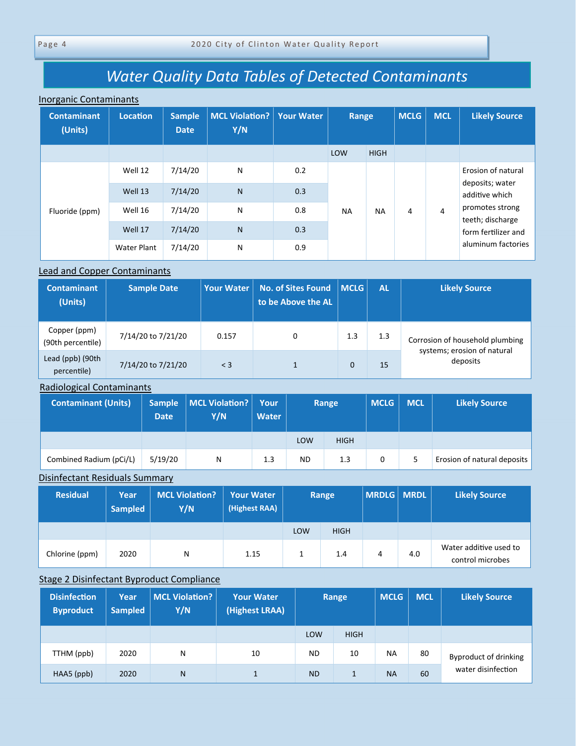# Water Quality Data Tables of Detected Contaminants

## Inorganic Contaminants

| Contaminant (Units) | Location | Sample Date | MCL Violation? Y/N | Your Water | Range | | MCLG | MCL | Likely Source |
|---|---|---|---|---|---|---|---|---|---|
| | | | | | LOW | HIGH | | | |
| Fluoride (ppm) | Well 12 | 7/14/20 | N | 0.2 | NA | NA | 4 | 4 | Erosion of natural deposits; water additive which promotes strong teeth; discharge form fertilizer and aluminum factories |
| | Well 13 | 7/14/20 | N | 0.3 | | | | | |
| | Well 16 | 7/14/20 | N | 0.8 | | | | | |
| | Well 17 | 7/14/20 | N | 0.3 | | | | | |
| | Water Plant | 7/14/20 | N | 0.9 | | | | | |

## Lead and Copper Contaminants

| Contaminant (Units) | Sample Date | Your Water | No. of Sites Found to be Above the AL | MCLG | AL | Likely Source |
|---|---|---|---|---|---|---|
| Copper (ppm) (90th percentile) | 7/14/20 to 7/21/20 | 0.157 | 0 | 1.3 | 1.3 | Corrosion of household plumbing systems; erosion of natural deposits |
| Lead (ppb) (90th percentile) | 7/14/20 to 7/21/20 | < 3 | 1 | 0 | 15 | |

## Radiological Contaminants

| Contaminant (Units) | Sample Date | MCL Violation? Y/N | Your Water | Range | | MCLG | MCL | Likely Source |
|---|---|---|---|---|---|---|---|---|
| | | | | LOW | HIGH | | | |
| Combined Radium (pCi/L) | 5/19/20 | N | 1.3 | ND | 1.3 | 0 | 5 | Erosion of natural deposits |

## Disinfectant Residuals Summary

| Residual | Year Sampled | MCL Violation? Y/N | Your Water (Highest RAA) | Range | | MRDLG | MRDL | Likely Source |
|---|---|---|---|---|---|---|---|---|
| | | | | LOW | HIGH | | | |
| Chlorine (ppm) | 2020 | N | 1.15 | 1 | 1.4 | 4 | 4.0 | Water additive used to control microbes |

## Stage 2 Disinfectant Byproduct Compliance

| Disinfection Byproduct | Year Sampled | MCL Violation? Y/N | Your Water (Highest LRAA) | Range | | MCLG | MCL | Likely Source |
|---|---|---|---|---|---|---|---|---|
| | | | | LOW | HIGH | | | |
| TTHM (ppb) | 2020 | N | 10 | ND | 10 | NA | 80 | Byproduct of drinking water disinfection |
| HAA5 (ppb) | 2020 | N | 1 | ND | 1 | NA | 60 | |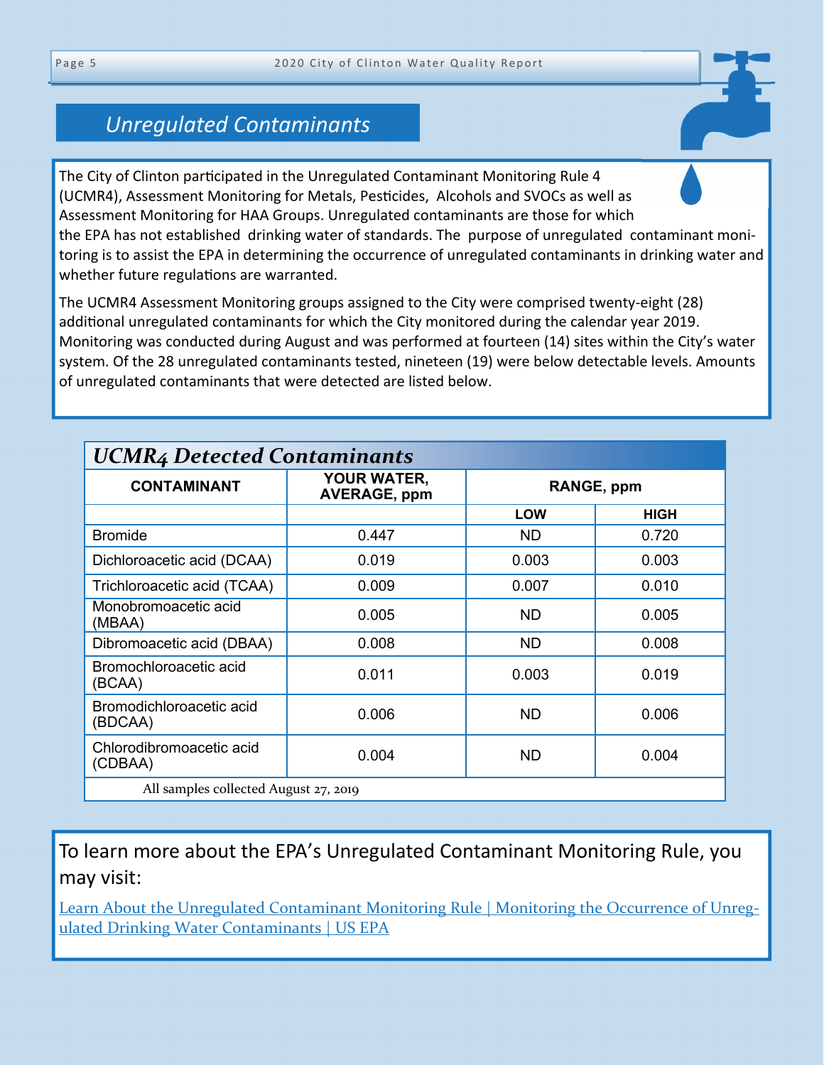## Unregulated Contaminants

The City of Clinton participated in the Unregulated Contaminant Monitoring Rule 4 (UCMR4), Assessment Monitoring for Metals, Pesticides, Alcohols and SVOCs as well as Assessment Monitoring for HAA Groups. Unregulated contaminants are those for which the EPA has not established drinking water of standards. The purpose of unregulated contaminant monitoring is to assist the EPA in determining the occurrence of unregulated contaminants in drinking water and whether future regulations are warranted.

The UCMR4 Assessment Monitoring groups assigned to the City were comprised twenty-eight (28) additional unregulated contaminants for which the City monitored during the calendar year 2019. Monitoring was conducted during August and was performed at fourteen (14) sites within the City's water system. Of the 28 unregulated contaminants tested, nineteen (19) were below detectable levels. Amounts of unregulated contaminants that were detected are listed below.

### *UCMR4 Detected Contaminants*

| CONTAMINANT | YOUR WATER, AVERAGE, ppm | RANGE, ppm | |
|---|---|---|---|
| | | LOW | HIGH |
| Bromide | 0.447 | ND | 0.720 |
| Dichloroacetic acid (DCAA) | 0.019 | 0.003 | 0.003 |
| Trichloroacetic acid (TCAA) | 0.009 | 0.007 | 0.010 |
| Monobromoacetic acid (MBAA) | 0.005 | ND | 0.005 |
| Dibromoacetic acid (DBAA) | 0.008 | ND | 0.008 |
| Bromochloroacetic acid (BCAA) | 0.011 | 0.003 | 0.019 |
| Bromodichloroacetic acid (BDCAA) | 0.006 | ND | 0.006 |
| Chlorodibromoacetic acid (CDBAA) | 0.004 | ND | 0.004 |

All samples collected August 27, 2019

To learn more about the EPA's Unregulated Contaminant Monitoring Rule, you may visit:

Learn About the Unregulated Contaminant Monitoring Rule | Monitoring the Occurrence of Unregulated Drinking Water Contaminants | US EPA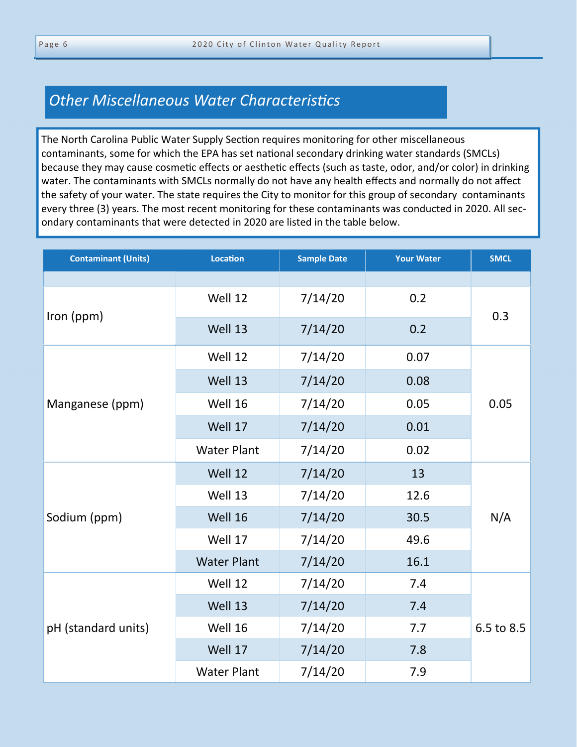## *Other Miscellaneous Water Characteristics*

The North Carolina Public Water Supply Section requires monitoring for other miscellaneous contaminants, some for which the EPA has set national secondary drinking water standards (SMCLs) because they may cause cosmetic effects or aesthetic effects (such as taste, odor, and/or color) in drinking water. The contaminants with SMCLs normally do not have any health effects and normally do not affect the safety of your water. The state requires the City to monitor for this group of secondary contaminants every three (3) years. The most recent monitoring for these contaminants was conducted in 2020. All secondary contaminants that were detected in 2020 are listed in the table below.

| Contaminant (Units) | Location | Sample Date | Your Water | SMCL |
|---|---|---|---|---|
| Iron (ppm) | Well 12 | 7/14/20 | 0.2 | 0.3 |
| | Well 13 | 7/14/20 | 0.2 | |
| Manganese (ppm) | Well 12 | 7/14/20 | 0.07 | 0.05 |
| | Well 13 | 7/14/20 | 0.08 | |
| | Well 16 | 7/14/20 | 0.05 | |
| | Well 17 | 7/14/20 | 0.01 | |
| | Water Plant | 7/14/20 | 0.02 | |
| Sodium (ppm) | Well 12 | 7/14/20 | 13 | N/A |
| | Well 13 | 7/14/20 | 12.6 | |
| | Well 16 | 7/14/20 | 30.5 | |
| | Well 17 | 7/14/20 | 49.6 | |
| | Water Plant | 7/14/20 | 16.1 | |
| pH (standard units) | Well 12 | 7/14/20 | 7.4 | 6.5 to 8.5 |
| | Well 13 | 7/14/20 | 7.4 | |
| | Well 16 | 7/14/20 | 7.7 | |
| | Well 17 | 7/14/20 | 7.8 | |
| | Water Plant | 7/14/20 | 7.9 | |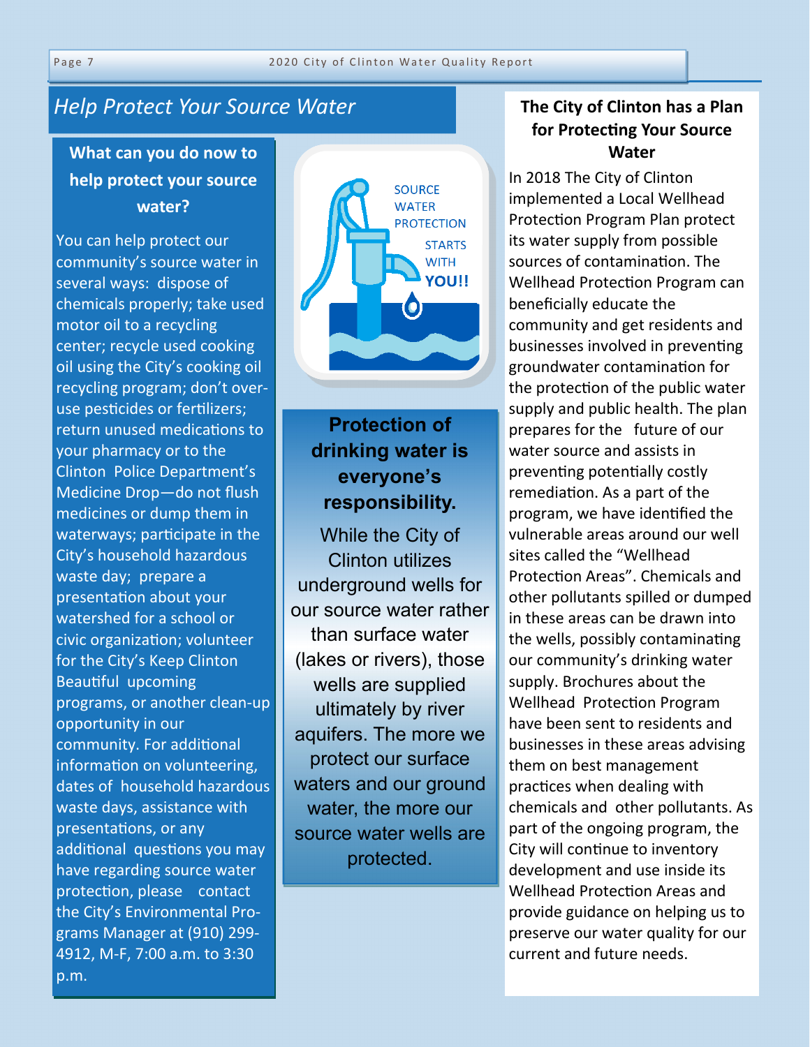## Help Protect Your Source Water

### What can you do now to help protect your source water?

You can help protect our community's source water in several ways: dispose of chemicals properly; take used motor oil to a recycling center; recycle used cooking oil using the City's cooking oil recycling program; don't over-use pesticides or fertilizers; return unused medications to your pharmacy or to the Clinton Police Department's Medicine Drop—do not flush medicines or dump them in waterways; participate in the City's household hazardous waste day; prepare a presentation about your watershed for a school or civic organization; volunteer for the City's Keep Clinton Beautiful upcoming programs, or another clean-up opportunity in our community. For additional information on volunteering, dates of household hazardous waste days, assistance with presentations, or any additional questions you may have regarding source water protection, please contact the City's Environmental Programs Manager at (910) 299-4912, M-F, 7:00 a.m. to 3:30 p.m.

SOURCE WATER PROTECTION STARTS WITH **YOU!!**

### Protection of drinking water is everyone's responsibility.

While the City of Clinton utilizes underground wells for our source water rather than surface water (lakes or rivers), those wells are supplied ultimately by river aquifers. The more we protect our surface waters and our ground water, the more our source water wells are protected.

### The City of Clinton has a Plan for Protecting Your Source Water

In 2018 The City of Clinton implemented a Local Wellhead Protection Program Plan protect its water supply from possible sources of contamination. The Wellhead Protection Program can beneficially educate the community and get residents and businesses involved in preventing groundwater contamination for the protection of the public water supply and public health. The plan prepares for the future of our water source and assists in preventing potentially costly remediation. As a part of the program, we have identified the vulnerable areas around our well sites called the "Wellhead Protection Areas". Chemicals and other pollutants spilled or dumped in these areas can be drawn into the wells, possibly contaminating our community's drinking water supply. Brochures about the Wellhead Protection Program have been sent to residents and businesses in these areas advising them on best management practices when dealing with chemicals and other pollutants. As part of the ongoing program, the City will continue to inventory development and use inside its Wellhead Protection Areas and provide guidance on helping us to preserve our water quality for our current and future needs.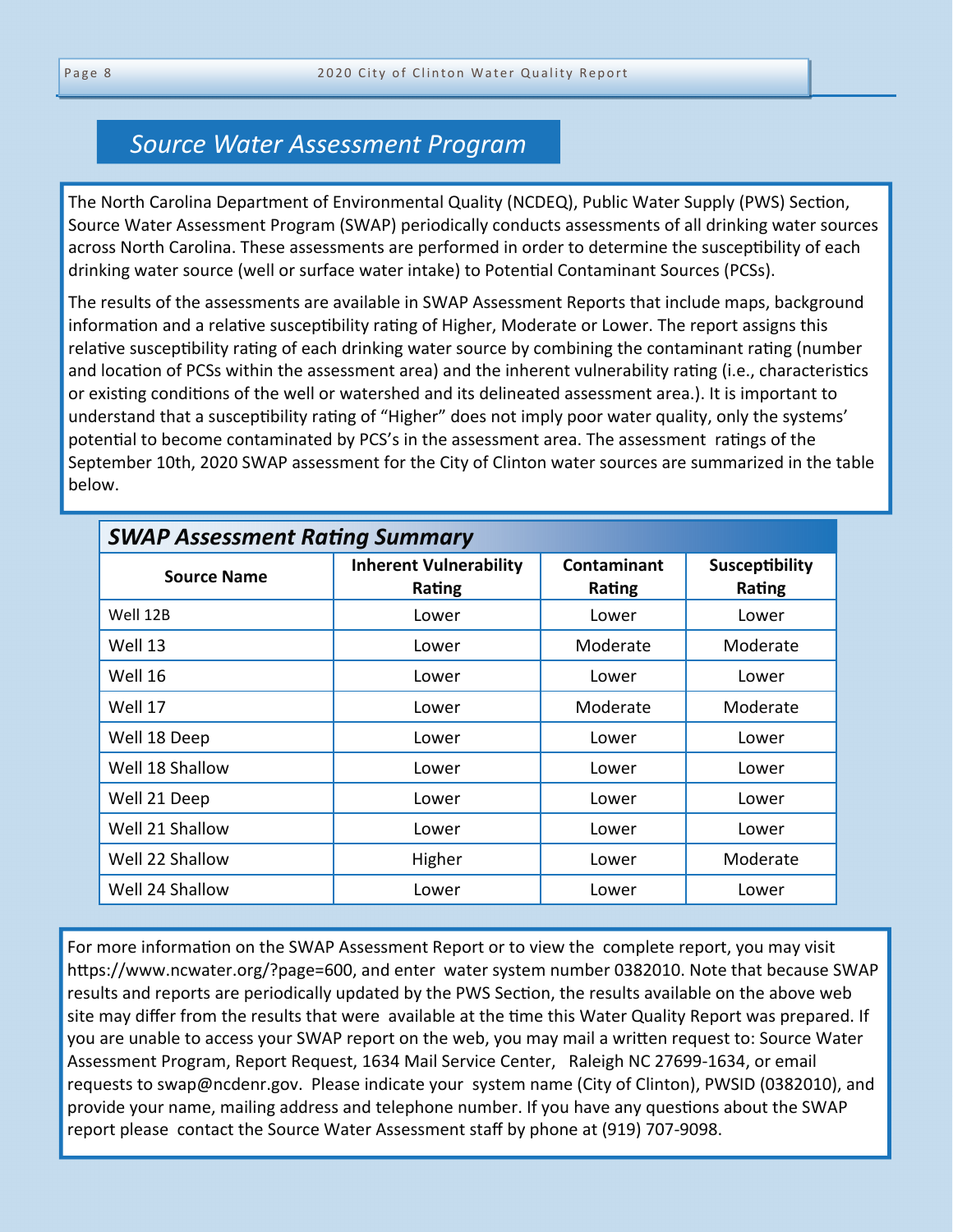## Source Water Assessment Program

The North Carolina Department of Environmental Quality (NCDEQ), Public Water Supply (PWS) Section, Source Water Assessment Program (SWAP) periodically conducts assessments of all drinking water sources across North Carolina. These assessments are performed in order to determine the susceptibility of each drinking water source (well or surface water intake) to Potential Contaminant Sources (PCSs).

The results of the assessments are available in SWAP Assessment Reports that include maps, background information and a relative susceptibility rating of Higher, Moderate or Lower. The report assigns this relative susceptibility rating of each drinking water source by combining the contaminant rating (number and location of PCSs within the assessment area) and the inherent vulnerability rating (i.e., characteristics or existing conditions of the well or watershed and its delineated assessment area.). It is important to understand that a susceptibility rating of "Higher" does not imply poor water quality, only the systems' potential to become contaminated by PCS's in the assessment area. The assessment ratings of the September 10th, 2020 SWAP assessment for the City of Clinton water sources are summarized in the table below.

### SWAP Assessment Rating Summary

| Source Name | Inherent Vulnerability Rating | Contaminant Rating | Susceptibility Rating |
|---|---|---|---|
| Well 12B | Lower | Lower | Lower |
| Well 13 | Lower | Moderate | Moderate |
| Well 16 | Lower | Lower | Lower |
| Well 17 | Lower | Moderate | Moderate |
| Well 18 Deep | Lower | Lower | Lower |
| Well 18 Shallow | Lower | Lower | Lower |
| Well 21 Deep | Lower | Lower | Lower |
| Well 21 Shallow | Lower | Lower | Lower |
| Well 22 Shallow | Higher | Lower | Moderate |
| Well 24 Shallow | Lower | Lower | Lower |

For more information on the SWAP Assessment Report or to view the complete report, you may visit https://www.ncwater.org/?page=600, and enter water system number 0382010. Note that because SWAP results and reports are periodically updated by the PWS Section, the results available on the above web site may differ from the results that were available at the time this Water Quality Report was prepared. If you are unable to access your SWAP report on the web, you may mail a written request to: Source Water Assessment Program, Report Request, 1634 Mail Service Center, Raleigh NC 27699-1634, or email requests to swap@ncdenr.gov. Please indicate your system name (City of Clinton), PWSID (0382010), and provide your name, mailing address and telephone number. If you have any questions about the SWAP report please contact the Source Water Assessment staff by phone at (919) 707-9098.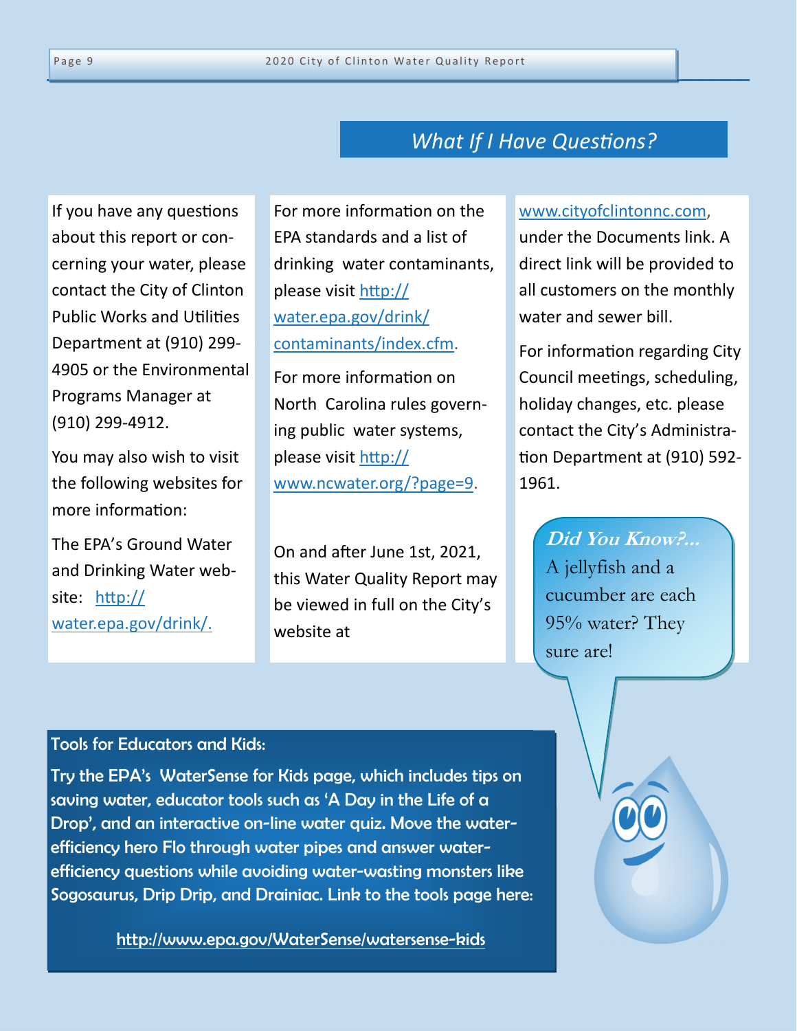## What If I Have Questions?

If you have any questions about this report or concerning your water, please contact the City of Clinton Public Works and Utilities Department at (910) 299-4905 or the Environmental Programs Manager at (910) 299-4912.

You may also wish to visit the following websites for more information:

The EPA's Ground Water and Drinking Water website: http://water.epa.gov/drink/.

For more information on the EPA standards and a list of drinking water contaminants, please visit http://water.epa.gov/drink/contaminants/index.cfm.

For more information on North Carolina rules governing public water systems, please visit http://www.ncwater.org/?page=9.

On and after June 1st, 2021, this Water Quality Report may be viewed in full on the City's website at www.cityofclintonnc.com, under the Documents link. A direct link will be provided to all customers on the monthly water and sewer bill.

For information regarding City Council meetings, scheduling, holiday changes, etc. please contact the City's Administration Department at (910) 592-1961.

***Did You Know?...***
A jellyfish and a cucumber are each 95% water? They sure are!

**Tools for Educators and Kids:**

Try the EPA's WaterSense for Kids page, which includes tips on saving water, educator tools such as 'A Day in the Life of a Drop', and an interactive on-line water quiz. Move the water-efficiency hero Flo through water pipes and answer water-efficiency questions while avoiding water-wasting monsters like Sogosaurus, Drip Drip, and Drainiac. Link to the tools page here:

http://www.epa.gov/WaterSense/watersense-kids